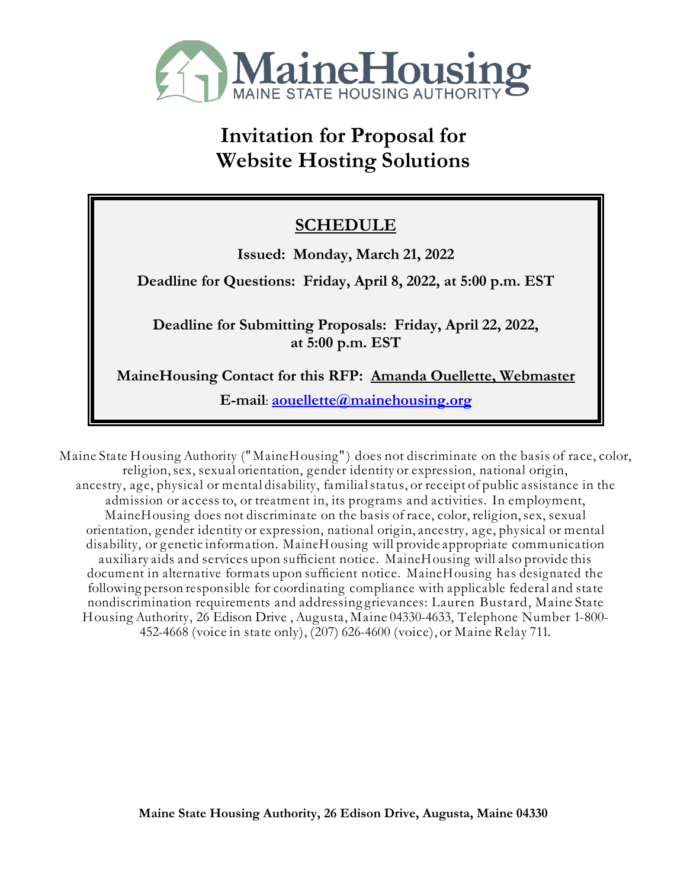MaineHousing
MAINE STATE HOUSING AUTHORITY

# Invitation for Proposal for Website Hosting Solutions

## SCHEDULE

**Issued: Monday, March 21, 2022**

**Deadline for Questions: Friday, April 8, 2022, at 5:00 p.m. EST**

**Deadline for Submitting Proposals: Friday, April 22, 2022, at 5:00 p.m. EST**

**MaineHousing Contact for this RFP: Amanda Ouellette, Webmaster**

**E-mail**: **aouellette@mainehousing.org**

Maine State Housing Authority ("MaineHousing") does not discriminate on the basis of race, color, religion, sex, sexual orientation, gender identity or expression, national origin, ancestry, age, physical or mental disability, familial status, or receipt of public assistance in the admission or access to, or treatment in, its programs and activities. In employment, MaineHousing does not discriminate on the basis of race, color, religion, sex, sexual orientation, gender identity or expression, national origin, ancestry, age, physical or mental disability, or genetic information. MaineHousing will provide appropriate communication auxiliary aids and services upon sufficient notice. MaineHousing will also provide this document in alternative formats upon sufficient notice. MaineHousing has designated the following person responsible for coordinating compliance with applicable federal and state nondiscrimination requirements and addressing grievances: Lauren Bustard, Maine State Housing Authority, 26 Edison Drive , Augusta, Maine 04330-4633, Telephone Number 1-800-452-4668 (voice in state only), (207) 626-4600 (voice), or Maine Relay 711.

**Maine State Housing Authority, 26 Edison Drive, Augusta, Maine 04330**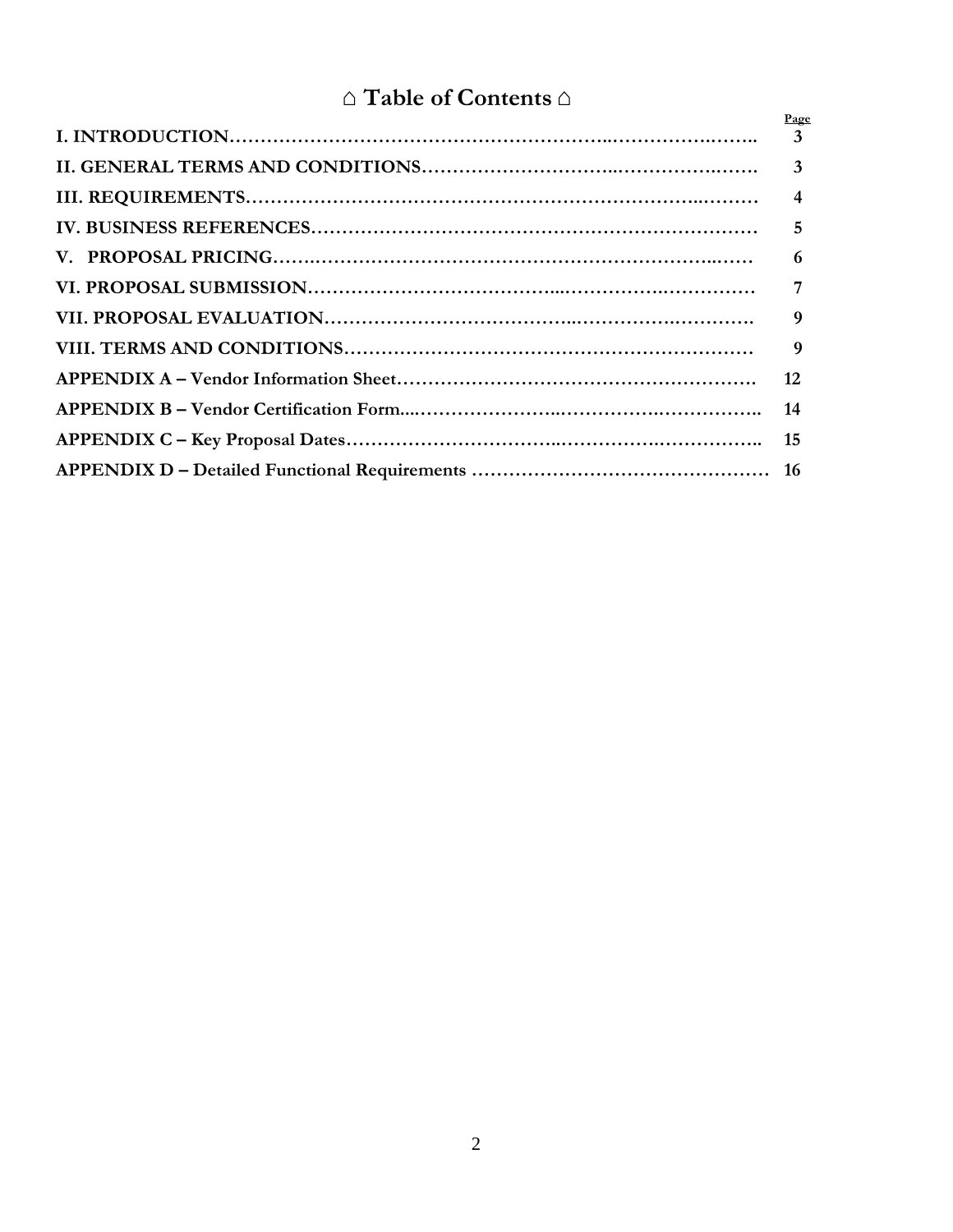# ⌂ Table of Contents ⌂

| | Page |
|---|---|
| **I. INTRODUCTION** | **3** |
| **II. GENERAL TERMS AND CONDITIONS** | **3** |
| **III. REQUIREMENTS** | **4** |
| **IV. BUSINESS REFERENCES** | **5** |
| **V. PROPOSAL PRICING** | **6** |
| **VI. PROPOSAL SUBMISSION** | **7** |
| **VII. PROPOSAL EVALUATION** | **9** |
| **VIII. TERMS AND CONDITIONS** | **9** |
| **APPENDIX A – Vendor Information Sheet** | **12** |
| **APPENDIX B – Vendor Certification Form** | **14** |
| **APPENDIX C – Key Proposal Dates** | **15** |
| **APPENDIX D – Detailed Functional Requirements** | **16** |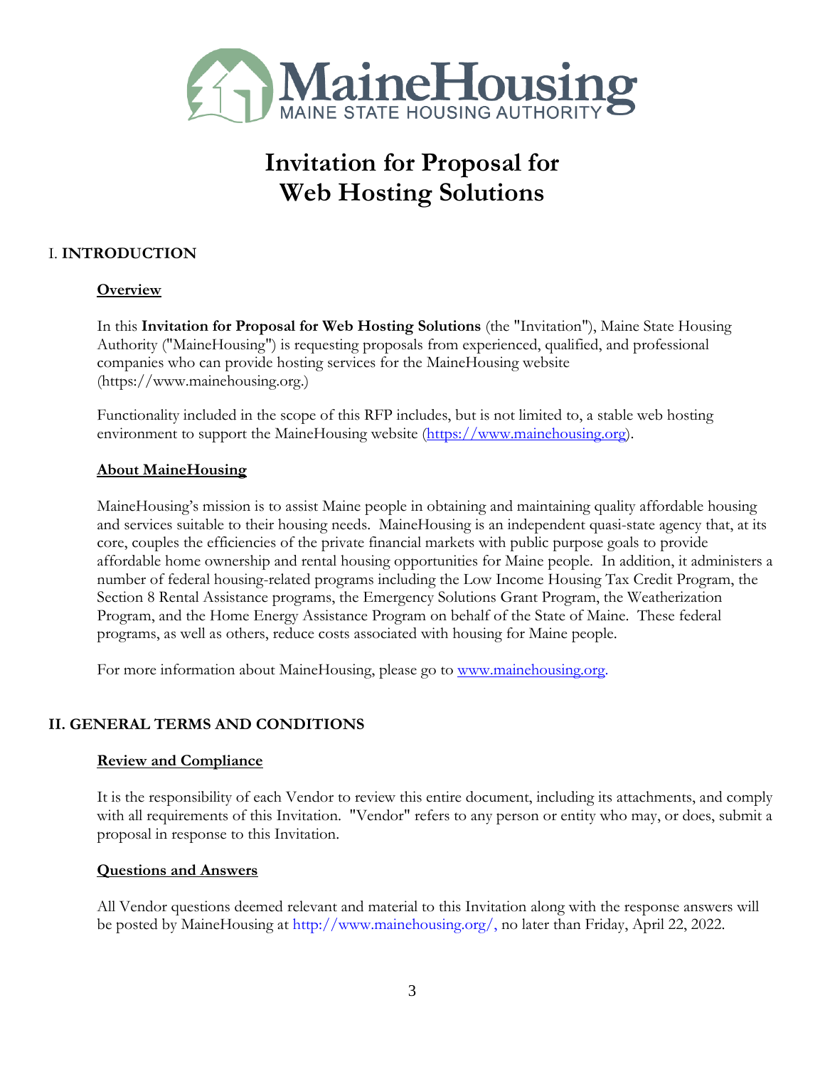MaineHousing
MAINE STATE HOUSING AUTHORITY

# Invitation for Proposal for Web Hosting Solutions

## I. INTRODUCTION

### Overview

In this **Invitation for Proposal for Web Hosting Solutions** (the "Invitation"), Maine State Housing Authority ("MaineHousing") is requesting proposals from experienced, qualified, and professional companies who can provide hosting services for the MaineHousing website (https://www.mainehousing.org.)

Functionality included in the scope of this RFP includes, but is not limited to, a stable web hosting environment to support the MaineHousing website (https://www.mainehousing.org).

### About MaineHousing

MaineHousing's mission is to assist Maine people in obtaining and maintaining quality affordable housing and services suitable to their housing needs. MaineHousing is an independent quasi-state agency that, at its core, couples the efficiencies of the private financial markets with public purpose goals to provide affordable home ownership and rental housing opportunities for Maine people. In addition, it administers a number of federal housing-related programs including the Low Income Housing Tax Credit Program, the Section 8 Rental Assistance programs, the Emergency Solutions Grant Program, the Weatherization Program, and the Home Energy Assistance Program on behalf of the State of Maine. These federal programs, as well as others, reduce costs associated with housing for Maine people.

For more information about MaineHousing, please go to www.mainehousing.org.

## II. GENERAL TERMS AND CONDITIONS

### Review and Compliance

It is the responsibility of each Vendor to review this entire document, including its attachments, and comply with all requirements of this Invitation. "Vendor" refers to any person or entity who may, or does, submit a proposal in response to this Invitation.

### Questions and Answers

All Vendor questions deemed relevant and material to this Invitation along with the response answers will be posted by MaineHousing at http://www.mainehousing.org/, no later than Friday, April 22, 2022.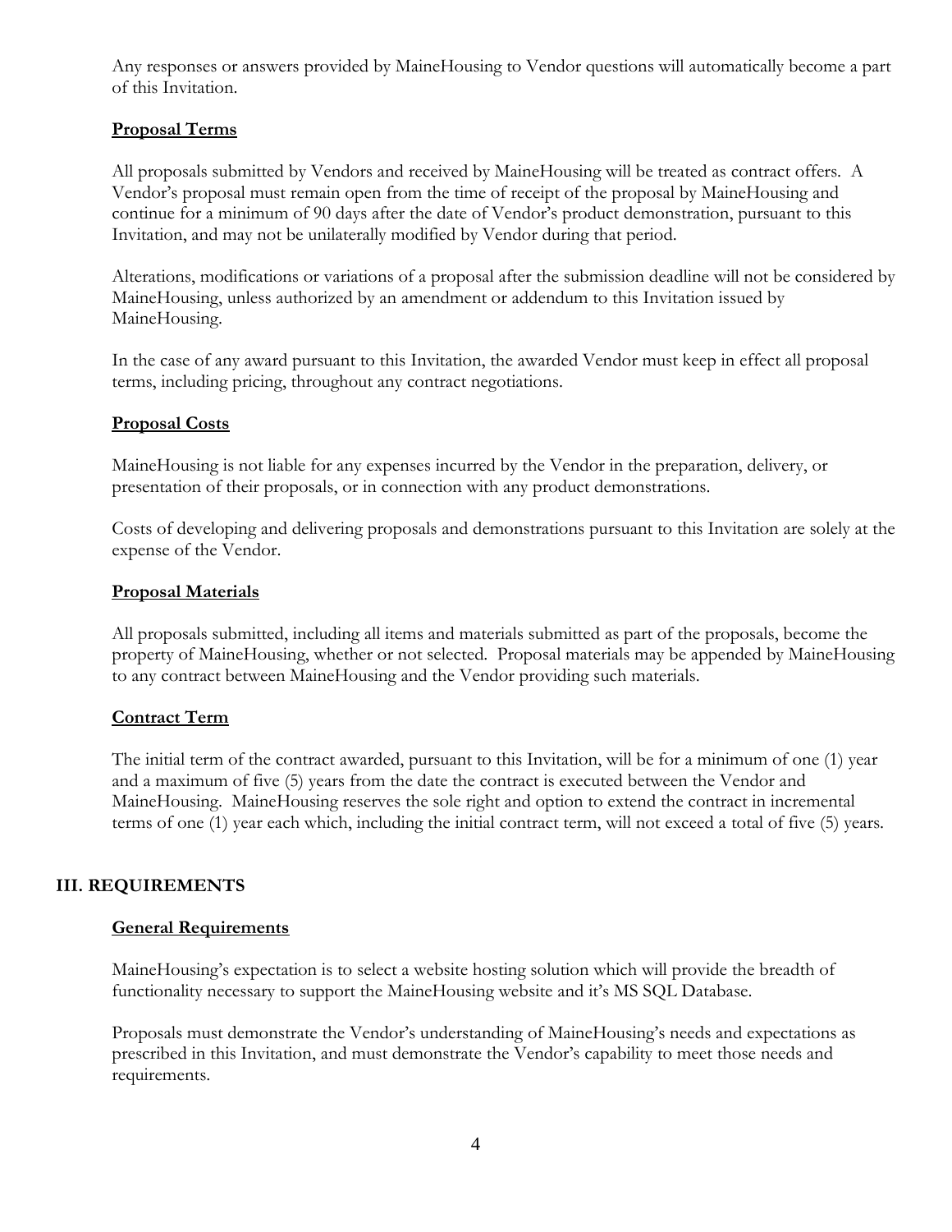Any responses or answers provided by MaineHousing to Vendor questions will automatically become a part of this Invitation.

**Proposal Terms**

All proposals submitted by Vendors and received by MaineHousing will be treated as contract offers. A Vendor's proposal must remain open from the time of receipt of the proposal by MaineHousing and continue for a minimum of 90 days after the date of Vendor's product demonstration, pursuant to this Invitation, and may not be unilaterally modified by Vendor during that period.

Alterations, modifications or variations of a proposal after the submission deadline will not be considered by MaineHousing, unless authorized by an amendment or addendum to this Invitation issued by MaineHousing.

In the case of any award pursuant to this Invitation, the awarded Vendor must keep in effect all proposal terms, including pricing, throughout any contract negotiations.

**Proposal Costs**

MaineHousing is not liable for any expenses incurred by the Vendor in the preparation, delivery, or presentation of their proposals, or in connection with any product demonstrations.

Costs of developing and delivering proposals and demonstrations pursuant to this Invitation are solely at the expense of the Vendor.

**Proposal Materials**

All proposals submitted, including all items and materials submitted as part of the proposals, become the property of MaineHousing, whether or not selected. Proposal materials may be appended by MaineHousing to any contract between MaineHousing and the Vendor providing such materials.

**Contract Term**

The initial term of the contract awarded, pursuant to this Invitation, will be for a minimum of one (1) year and a maximum of five (5) years from the date the contract is executed between the Vendor and MaineHousing. MaineHousing reserves the sole right and option to extend the contract in incremental terms of one (1) year each which, including the initial contract term, will not exceed a total of five (5) years.

## III. REQUIREMENTS

**General Requirements**

MaineHousing's expectation is to select a website hosting solution which will provide the breadth of functionality necessary to support the MaineHousing website and it's MS SQL Database.

Proposals must demonstrate the Vendor's understanding of MaineHousing's needs and expectations as prescribed in this Invitation, and must demonstrate the Vendor's capability to meet those needs and requirements.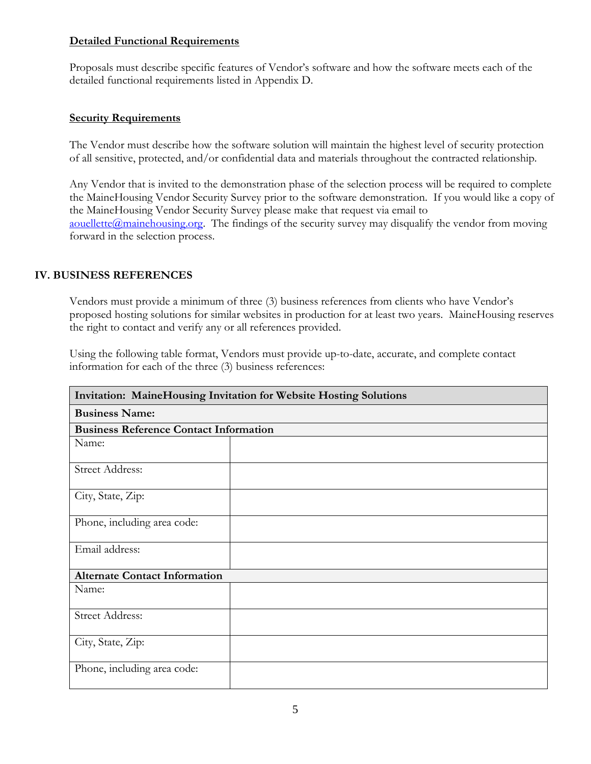**Detailed Functional Requirements**

Proposals must describe specific features of Vendor's software and how the software meets each of the detailed functional requirements listed in Appendix D.

**Security Requirements**

The Vendor must describe how the software solution will maintain the highest level of security protection of all sensitive, protected, and/or confidential data and materials throughout the contracted relationship.

Any Vendor that is invited to the demonstration phase of the selection process will be required to complete the MaineHousing Vendor Security Survey prior to the software demonstration. If you would like a copy of the MaineHousing Vendor Security Survey please make that request via email to aouellette@mainehousing.org. The findings of the security survey may disqualify the vendor from moving forward in the selection process.

## IV. BUSINESS REFERENCES

Vendors must provide a minimum of three (3) business references from clients who have Vendor's proposed hosting solutions for similar websites in production for at least two years. MaineHousing reserves the right to contact and verify any or all references provided.

Using the following table format, Vendors must provide up-to-date, accurate, and complete contact information for each of the three (3) business references:

| **Invitation: MaineHousing Invitation for Website Hosting Solutions** | |
|---|---|
| **Business Name:** | |
| **Business Reference Contact Information** | |
| Name: | |
| Street Address: | |
| City, State, Zip: | |
| Phone, including area code: | |
| Email address: | |
| **Alternate Contact Information** | |
| Name: | |
| Street Address: | |
| City, State, Zip: | |
| Phone, including area code: | |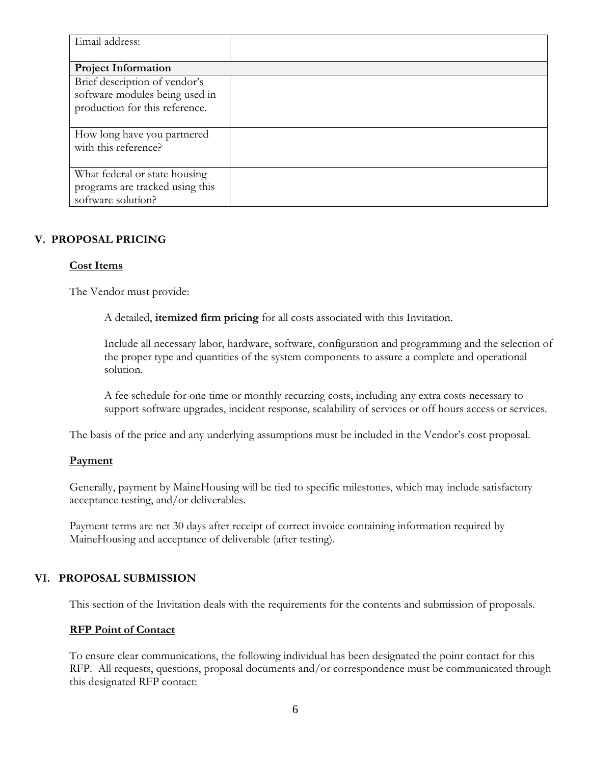| | |
|---|---|
| Email address: | |
| **Project Information** | |
| Brief description of vendor's software modules being used in production for this reference. | |
| How long have you partnered with this reference? | |
| What federal or state housing programs are tracked using this software solution? | |

## V. PROPOSAL PRICING

**Cost Items**

The Vendor must provide:

A detailed, **itemized firm pricing** for all costs associated with this Invitation.

Include all necessary labor, hardware, software, configuration and programming and the selection of the proper type and quantities of the system components to assure a complete and operational solution.

A fee schedule for one time or monthly recurring costs, including any extra costs necessary to support software upgrades, incident response, scalability of services or off hours access or services.

The basis of the price and any underlying assumptions must be included in the Vendor's cost proposal.

**Payment**

Generally, payment by MaineHousing will be tied to specific milestones, which may include satisfactory acceptance testing, and/or deliverables.

Payment terms are net 30 days after receipt of correct invoice containing information required by MaineHousing and acceptance of deliverable (after testing).

## VI. PROPOSAL SUBMISSION

This section of the Invitation deals with the requirements for the contents and submission of proposals.

**RFP Point of Contact**

To ensure clear communications, the following individual has been designated the point contact for this RFP. All requests, questions, proposal documents and/or correspondence must be communicated through this designated RFP contact: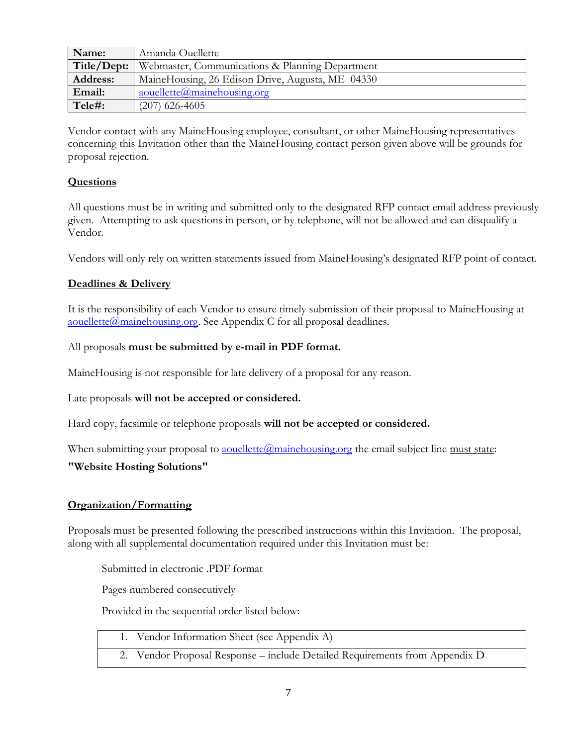| Name: | Amanda Ouellette |
|---|---|
| Title/Dept: | Webmaster, Communications & Planning Department |
| Address: | MaineHousing, 26 Edison Drive, Augusta, ME 04330 |
| Email: | aouellette@mainehousing.org |
| Tele#: | (207) 626-4605 |

Vendor contact with any MaineHousing employee, consultant, or other MaineHousing representatives concerning this Invitation other than the MaineHousing contact person given above will be grounds for proposal rejection.

## Questions

All questions must be in writing and submitted only to the designated RFP contact email address previously given. Attempting to ask questions in person, or by telephone, will not be allowed and can disqualify a Vendor.

Vendors will only rely on written statements issued from MaineHousing's designated RFP point of contact.

## Deadlines & Delivery

It is the responsibility of each Vendor to ensure timely submission of their proposal to MaineHousing at aouellette@mainehousing.org. See Appendix C for all proposal deadlines.

All proposals **must be submitted by e-mail in PDF format.**

MaineHousing is not responsible for late delivery of a proposal for any reason.

Late proposals **will not be accepted or considered.**

Hard copy, facsimile or telephone proposals **will not be accepted or considered.**

When submitting your proposal to aouellette@mainehousing.org the email subject line must state:

**"Website Hosting Solutions"**

## Organization/Formatting

Proposals must be presented following the prescribed instructions within this Invitation. The proposal, along with all supplemental documentation required under this Invitation must be:

Submitted in electronic .PDF format

Pages numbered consecutively

Provided in the sequential order listed below:

| |
|---|
| 1. Vendor Information Sheet (see Appendix A) |
| 2. Vendor Proposal Response – include Detailed Requirements from Appendix D |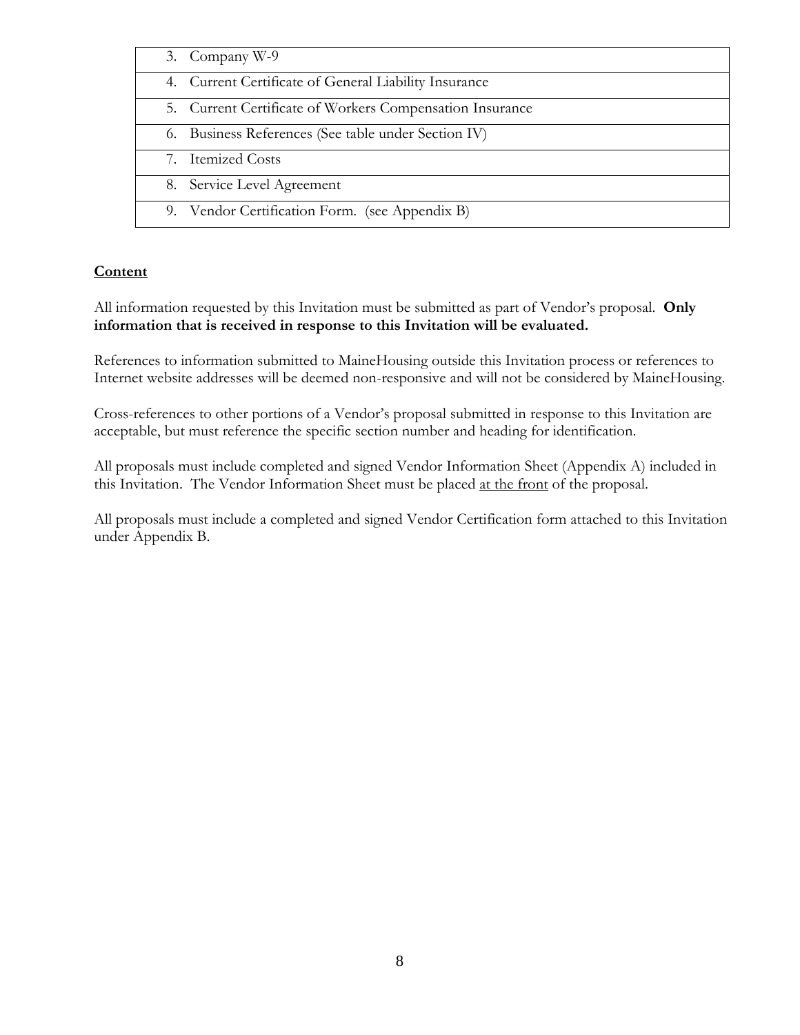| 3. Company W-9 |
|---|
| 4. Current Certificate of General Liability Insurance |
| 5. Current Certificate of Workers Compensation Insurance |
| 6. Business References (See table under Section IV) |
| 7. Itemized Costs |
| 8. Service Level Agreement |
| 9. Vendor Certification Form. (see Appendix B) |

**Content**

All information requested by this Invitation must be submitted as part of Vendor's proposal. **Only information that is received in response to this Invitation will be evaluated.**

References to information submitted to MaineHousing outside this Invitation process or references to Internet website addresses will be deemed non-responsive and will not be considered by MaineHousing.

Cross-references to other portions of a Vendor's proposal submitted in response to this Invitation are acceptable, but must reference the specific section number and heading for identification.

All proposals must include completed and signed Vendor Information Sheet (Appendix A) included in this Invitation. The Vendor Information Sheet must be placed <u>at the front</u> of the proposal.

All proposals must include a completed and signed Vendor Certification form attached to this Invitation under Appendix B.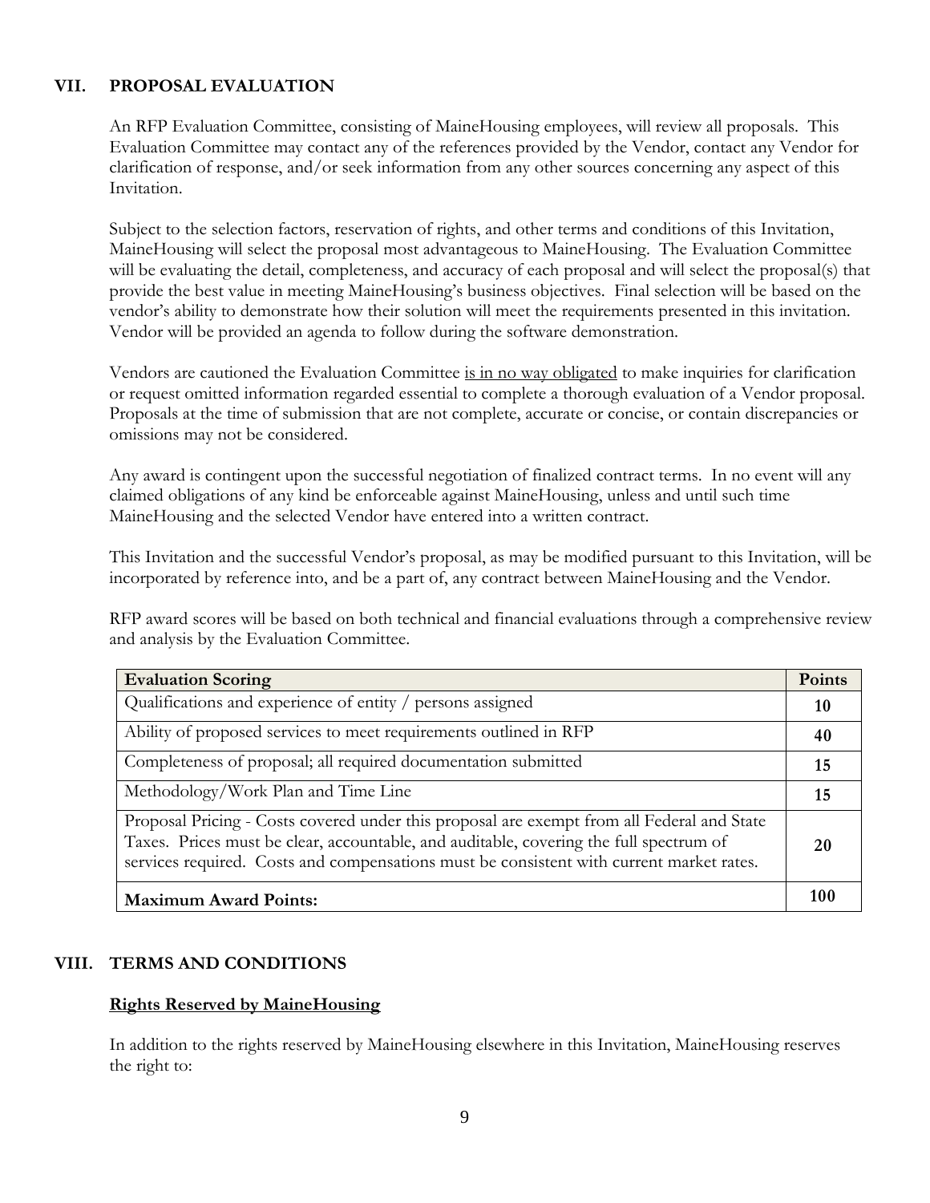## VII. PROPOSAL EVALUATION

An RFP Evaluation Committee, consisting of MaineHousing employees, will review all proposals. This Evaluation Committee may contact any of the references provided by the Vendor, contact any Vendor for clarification of response, and/or seek information from any other sources concerning any aspect of this Invitation.

Subject to the selection factors, reservation of rights, and other terms and conditions of this Invitation, MaineHousing will select the proposal most advantageous to MaineHousing. The Evaluation Committee will be evaluating the detail, completeness, and accuracy of each proposal and will select the proposal(s) that provide the best value in meeting MaineHousing's business objectives. Final selection will be based on the vendor's ability to demonstrate how their solution will meet the requirements presented in this invitation. Vendor will be provided an agenda to follow during the software demonstration.

Vendors are cautioned the Evaluation Committee <u>is in no way obligated</u> to make inquiries for clarification or request omitted information regarded essential to complete a thorough evaluation of a Vendor proposal. Proposals at the time of submission that are not complete, accurate or concise, or contain discrepancies or omissions may not be considered.

Any award is contingent upon the successful negotiation of finalized contract terms. In no event will any claimed obligations of any kind be enforceable against MaineHousing, unless and until such time MaineHousing and the selected Vendor have entered into a written contract.

This Invitation and the successful Vendor's proposal, as may be modified pursuant to this Invitation, will be incorporated by reference into, and be a part of, any contract between MaineHousing and the Vendor.

RFP award scores will be based on both technical and financial evaluations through a comprehensive review and analysis by the Evaluation Committee.

| **Evaluation Scoring** | **Points** |
|---|---|
| Qualifications and experience of entity / persons assigned | **10** |
| Ability of proposed services to meet requirements outlined in RFP | **40** |
| Completeness of proposal; all required documentation submitted | **15** |
| Methodology/Work Plan and Time Line | **15** |
| Proposal Pricing - Costs covered under this proposal are exempt from all Federal and State Taxes. Prices must be clear, accountable, and auditable, covering the full spectrum of services required. Costs and compensations must be consistent with current market rates. | **20** |
| **Maximum Award Points:** | **100** |

## VIII. TERMS AND CONDITIONS

**<u>Rights Reserved by MaineHousing</u>**

In addition to the rights reserved by MaineHousing elsewhere in this Invitation, MaineHousing reserves the right to: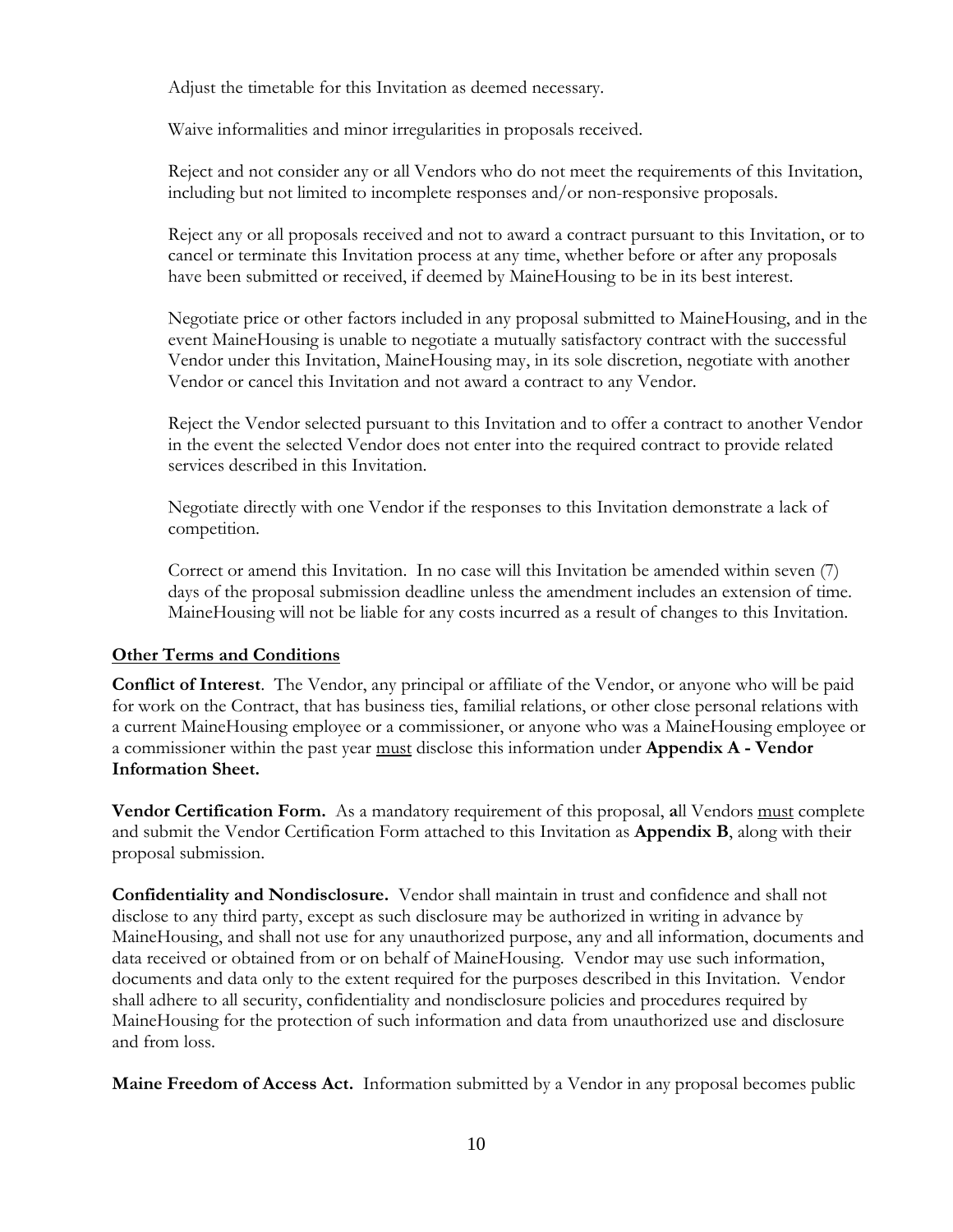Adjust the timetable for this Invitation as deemed necessary.

Waive informalities and minor irregularities in proposals received.

Reject and not consider any or all Vendors who do not meet the requirements of this Invitation, including but not limited to incomplete responses and/or non-responsive proposals.

Reject any or all proposals received and not to award a contract pursuant to this Invitation, or to cancel or terminate this Invitation process at any time, whether before or after any proposals have been submitted or received, if deemed by MaineHousing to be in its best interest.

Negotiate price or other factors included in any proposal submitted to MaineHousing, and in the event MaineHousing is unable to negotiate a mutually satisfactory contract with the successful Vendor under this Invitation, MaineHousing may, in its sole discretion, negotiate with another Vendor or cancel this Invitation and not award a contract to any Vendor.

Reject the Vendor selected pursuant to this Invitation and to offer a contract to another Vendor in the event the selected Vendor does not enter into the required contract to provide related services described in this Invitation.

Negotiate directly with one Vendor if the responses to this Invitation demonstrate a lack of competition.

Correct or amend this Invitation. In no case will this Invitation be amended within seven (7) days of the proposal submission deadline unless the amendment includes an extension of time. MaineHousing will not be liable for any costs incurred as a result of changes to this Invitation.

**Other Terms and Conditions**

**Conflict of Interest**. The Vendor, any principal or affiliate of the Vendor, or anyone who will be paid for work on the Contract, that has business ties, familial relations, or other close personal relations with a current MaineHousing employee or a commissioner, or anyone who was a MaineHousing employee or a commissioner within the past year must disclose this information under **Appendix A - Vendor Information Sheet.**

**Vendor Certification Form.** As a mandatory requirement of this proposal, **a**ll Vendors must complete and submit the Vendor Certification Form attached to this Invitation as **Appendix B**, along with their proposal submission.

**Confidentiality and Nondisclosure.** Vendor shall maintain in trust and confidence and shall not disclose to any third party, except as such disclosure may be authorized in writing in advance by MaineHousing, and shall not use for any unauthorized purpose, any and all information, documents and data received or obtained from or on behalf of MaineHousing. Vendor may use such information, documents and data only to the extent required for the purposes described in this Invitation. Vendor shall adhere to all security, confidentiality and nondisclosure policies and procedures required by MaineHousing for the protection of such information and data from unauthorized use and disclosure and from loss.

**Maine Freedom of Access Act.** Information submitted by a Vendor in any proposal becomes public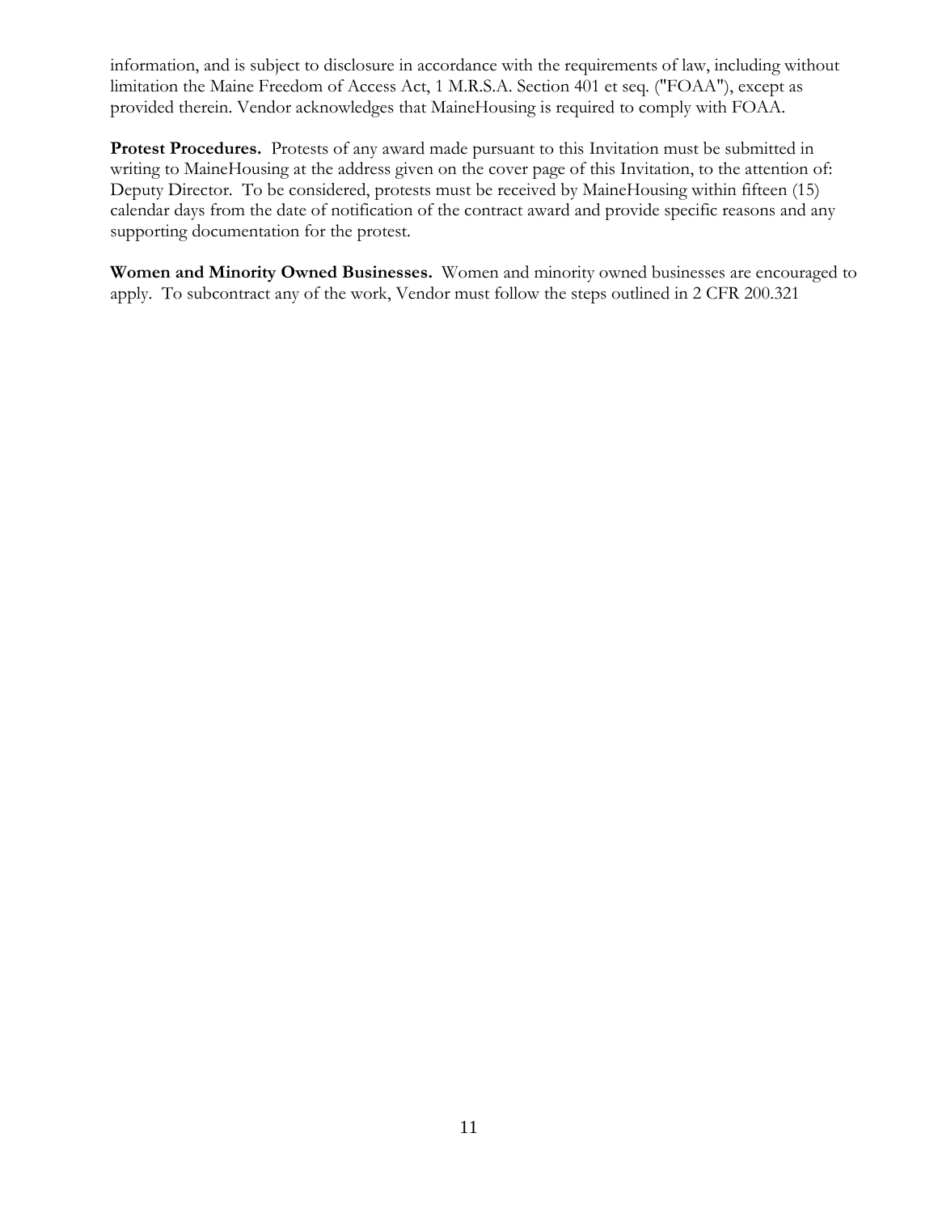information, and is subject to disclosure in accordance with the requirements of law, including without limitation the Maine Freedom of Access Act, 1 M.R.S.A. Section 401 et seq. ("FOAA"), except as provided therein. Vendor acknowledges that MaineHousing is required to comply with FOAA.

**Protest Procedures.** Protests of any award made pursuant to this Invitation must be submitted in writing to MaineHousing at the address given on the cover page of this Invitation, to the attention of: Deputy Director. To be considered, protests must be received by MaineHousing within fifteen (15) calendar days from the date of notification of the contract award and provide specific reasons and any supporting documentation for the protest.

**Women and Minority Owned Businesses.** Women and minority owned businesses are encouraged to apply. To subcontract any of the work, Vendor must follow the steps outlined in 2 CFR 200.321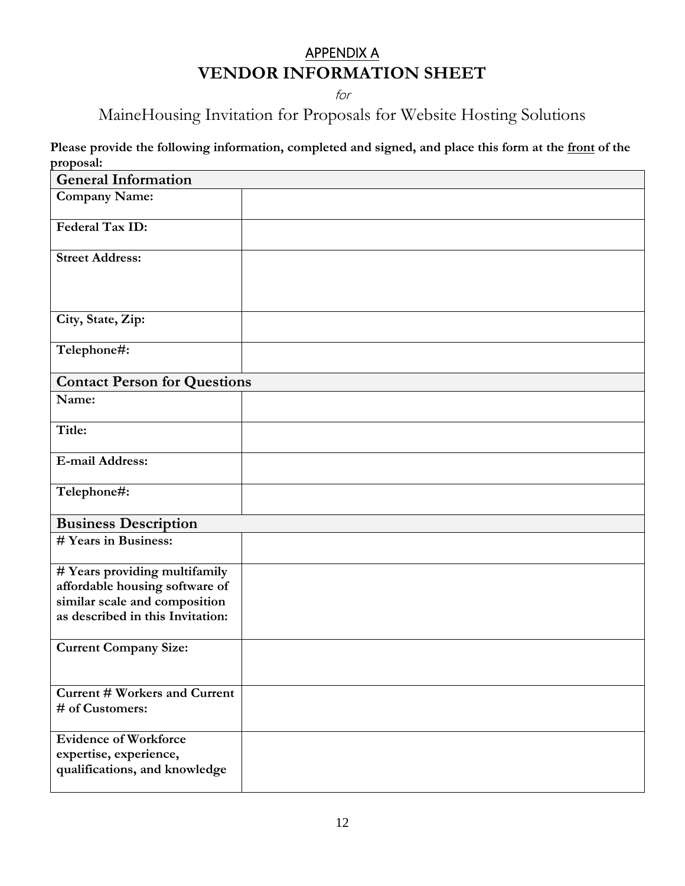## APPENDIX A

# VENDOR INFORMATION SHEET

*for*

MaineHousing Invitation for Proposals for Website Hosting Solutions

**Please provide the following information, completed and signed, and place this form at the front of the proposal:**

| **General Information** | |
|---|---|
| **Company Name:** | |
| **Federal Tax ID:** | |
| **Street Address:** | |
| **City, State, Zip:** | |
| **Telephone#:** | |
| **Contact Person for Questions** | |
| **Name:** | |
| **Title:** | |
| **E-mail Address:** | |
| **Telephone#:** | |
| **Business Description** | |
| **# Years in Business:** | |
| **# Years providing multifamily affordable housing software of similar scale and composition as described in this Invitation:** | |
| **Current Company Size:** | |
| **Current # Workers and Current # of Customers:** | |
| **Evidence of Workforce expertise, experience, qualifications, and knowledge** | |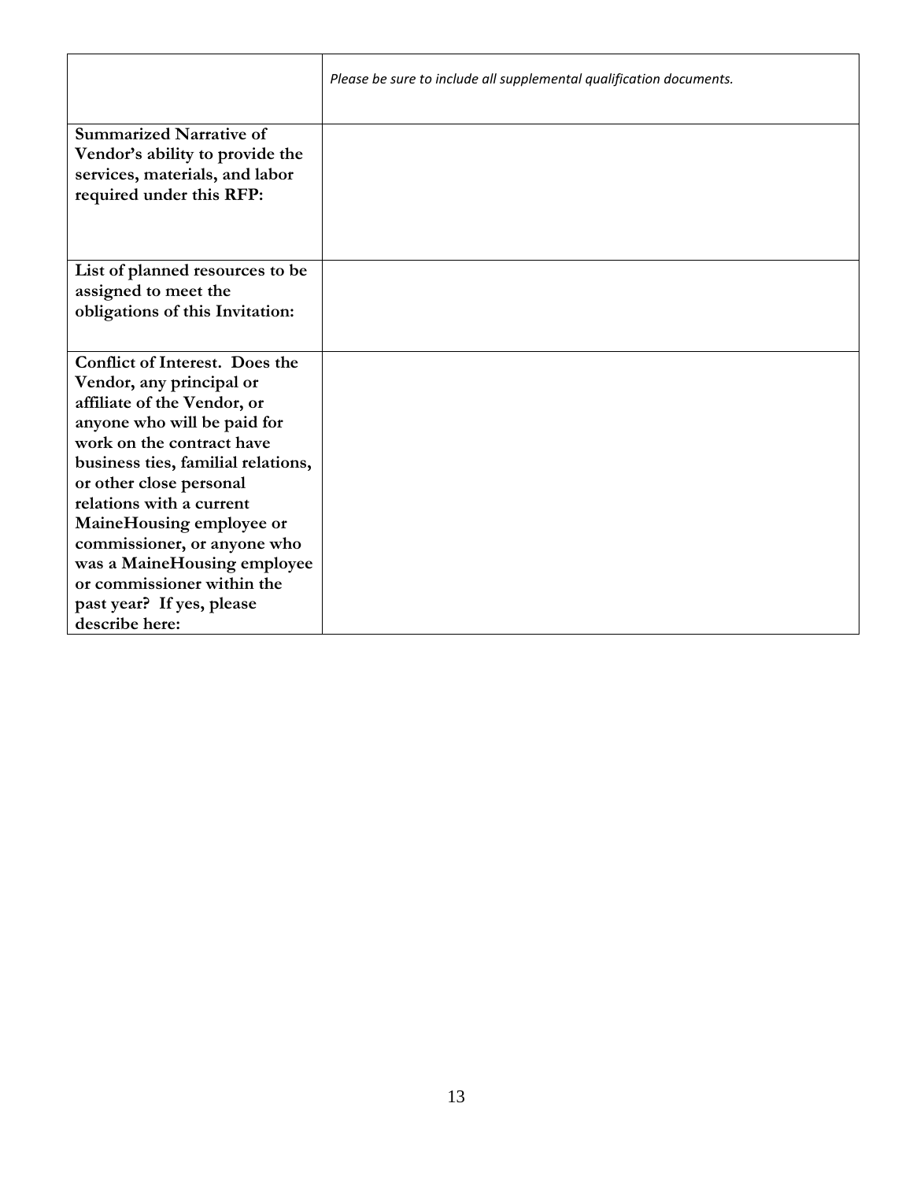| | |
|---|---|
| | *Please be sure to include all supplemental qualification documents.* |
| **Summarized Narrative of Vendor's ability to provide the services, materials, and labor required under this RFP:** | |
| **List of planned resources to be assigned to meet the obligations of this Invitation:** | |
| **Conflict of Interest. Does the Vendor, any principal or affiliate of the Vendor, or anyone who will be paid for work on the contract have business ties, familial relations, or other close personal relations with a current MaineHousing employee or commissioner, or anyone who was a MaineHousing employee or commissioner within the past year? If yes, please describe here:** | |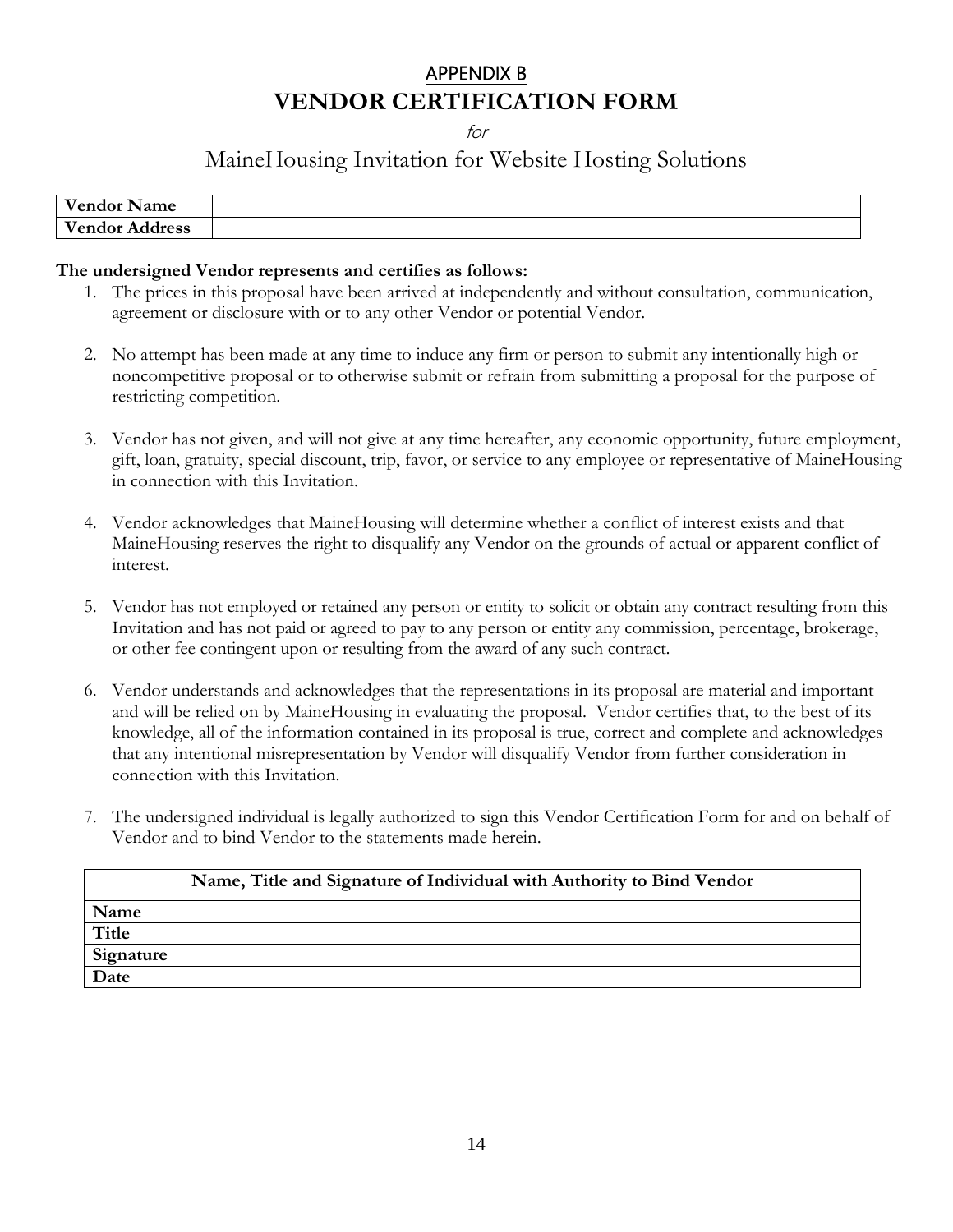## APPENDIX B

# VENDOR CERTIFICATION FORM

*for*

## MaineHousing Invitation for Website Hosting Solutions

| **Vendor Name** | |
|---|---|
| **Vendor Address** | |

**The undersigned Vendor represents and certifies as follows:**

1. The prices in this proposal have been arrived at independently and without consultation, communication, agreement or disclosure with or to any other Vendor or potential Vendor.

2. No attempt has been made at any time to induce any firm or person to submit any intentionally high or noncompetitive proposal or to otherwise submit or refrain from submitting a proposal for the purpose of restricting competition.

3. Vendor has not given, and will not give at any time hereafter, any economic opportunity, future employment, gift, loan, gratuity, special discount, trip, favor, or service to any employee or representative of MaineHousing in connection with this Invitation.

4. Vendor acknowledges that MaineHousing will determine whether a conflict of interest exists and that MaineHousing reserves the right to disqualify any Vendor on the grounds of actual or apparent conflict of interest.

5. Vendor has not employed or retained any person or entity to solicit or obtain any contract resulting from this Invitation and has not paid or agreed to pay to any person or entity any commission, percentage, brokerage, or other fee contingent upon or resulting from the award of any such contract.

6. Vendor understands and acknowledges that the representations in its proposal are material and important and will be relied on by MaineHousing in evaluating the proposal. Vendor certifies that, to the best of its knowledge, all of the information contained in its proposal is true, correct and complete and acknowledges that any intentional misrepresentation by Vendor will disqualify Vendor from further consideration in connection with this Invitation.

7. The undersigned individual is legally authorized to sign this Vendor Certification Form for and on behalf of Vendor and to bind Vendor to the statements made herein.

| **Name, Title and Signature of Individual with Authority to Bind Vendor** | |
|---|---|
| **Name** | |
| **Title** | |
| **Signature** | |
| **Date** | |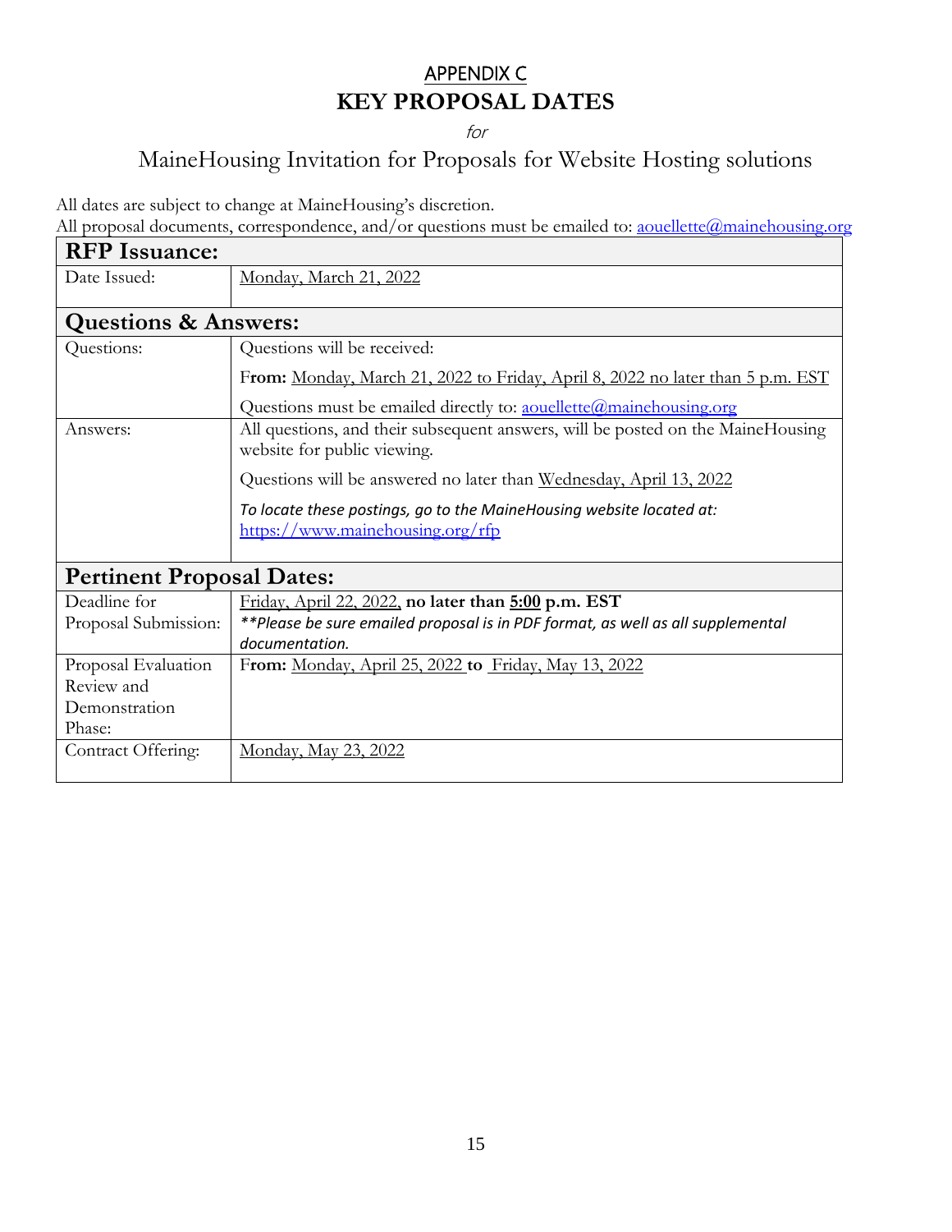# APPENDIX C

## KEY PROPOSAL DATES

*for*

MaineHousing Invitation for Proposals for Website Hosting solutions

All dates are subject to change at MaineHousing's discretion.
All proposal documents, correspondence, and/or questions must be emailed to: aouellette@mainehousing.org

| **RFP Issuance:** | |
|---|---|
| Date Issued: | Monday, March 21, 2022 |
| **Questions & Answers:** | |
| Questions: | Questions will be received:<br>**From:** Monday, March 21, 2022 to Friday, April 8, 2022 no later than 5 p.m. EST<br>Questions must be emailed directly to: aouellette@mainehousing.org |
| Answers: | All questions, and their subsequent answers, will be posted on the MaineHousing website for public viewing.<br>Questions will be answered no later than Wednesday, April 13, 2022<br>*To locate these postings, go to the MaineHousing website located at:* https://www.mainehousing.org/rfp |
| **Pertinent Proposal Dates:** | |
| Deadline for Proposal Submission: | Friday, April 22, 2022, **no later than 5:00 p.m. EST**<br>*\*\*Please be sure emailed proposal is in PDF format, as well as all supplemental documentation.* |
| Proposal Evaluation Review and Demonstration Phase: | **From:** Monday, April 25, 2022 **to** Friday, May 13, 2022 |
| Contract Offering: | Monday, May 23, 2022 |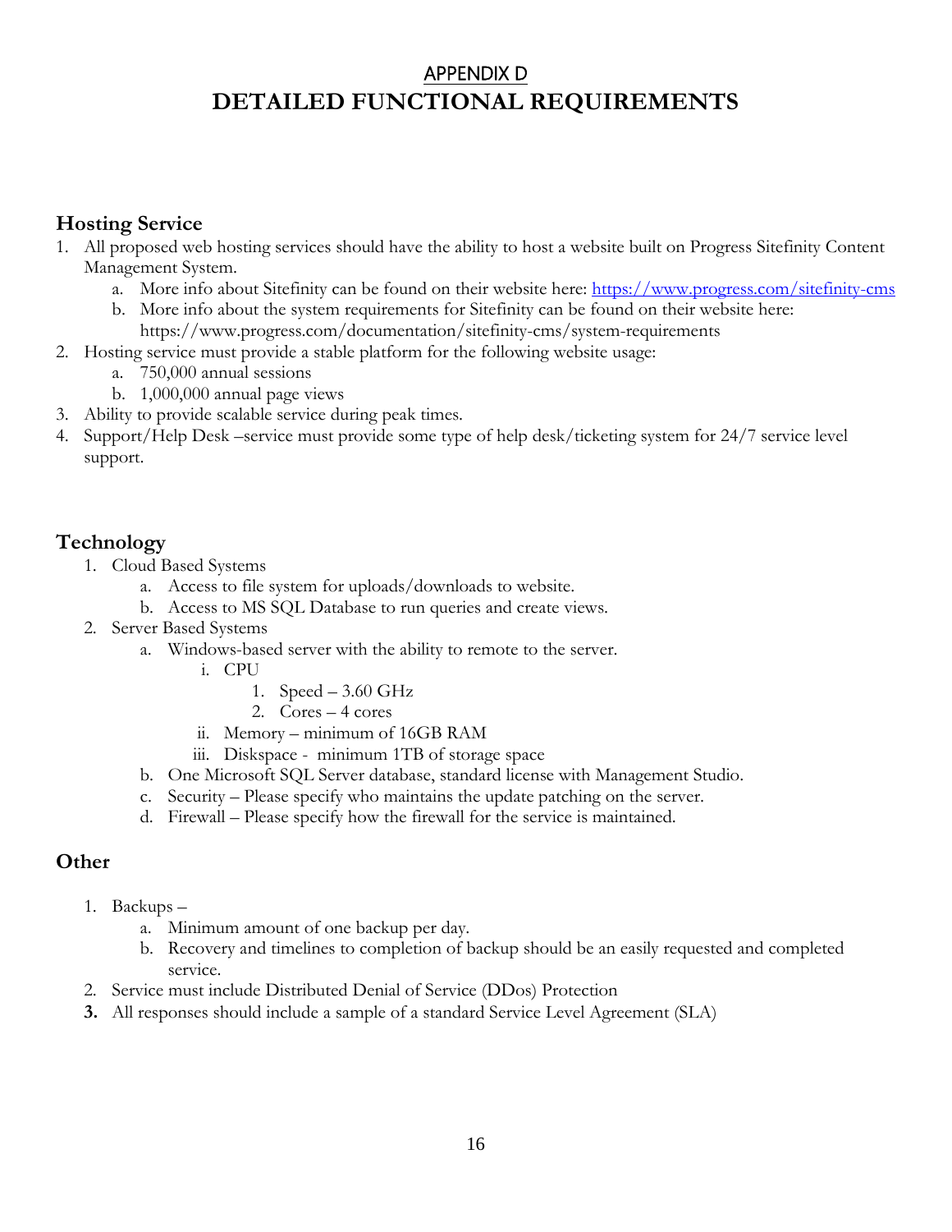# APPENDIX D

# DETAILED FUNCTIONAL REQUIREMENTS

## Hosting Service

1. All proposed web hosting services should have the ability to host a website built on Progress Sitefinity Content Management System.
   a. More info about Sitefinity can be found on their website here: https://www.progress.com/sitefinity-cms
   b. More info about the system requirements for Sitefinity can be found on their website here: https://www.progress.com/documentation/sitefinity-cms/system-requirements
2. Hosting service must provide a stable platform for the following website usage:
   a. 750,000 annual sessions
   b. 1,000,000 annual page views
3. Ability to provide scalable service during peak times.
4. Support/Help Desk –service must provide some type of help desk/ticketing system for 24/7 service level support.

## Technology

1. Cloud Based Systems
   a. Access to file system for uploads/downloads to website.
   b. Access to MS SQL Database to run queries and create views.
2. Server Based Systems
   a. Windows-based server with the ability to remote to the server.
      i. CPU
         1. Speed – 3.60 GHz
         2. Cores – 4 cores
      ii. Memory – minimum of 16GB RAM
      iii. Diskspace - minimum 1TB of storage space
   b. One Microsoft SQL Server database, standard license with Management Studio.
   c. Security – Please specify who maintains the update patching on the server.
   d. Firewall – Please specify how the firewall for the service is maintained.

## Other

1. Backups –
   a. Minimum amount of one backup per day.
   b. Recovery and timelines to completion of backup should be an easily requested and completed service.
2. Service must include Distributed Denial of Service (DDos) Protection
3. All responses should include a sample of a standard Service Level Agreement (SLA)